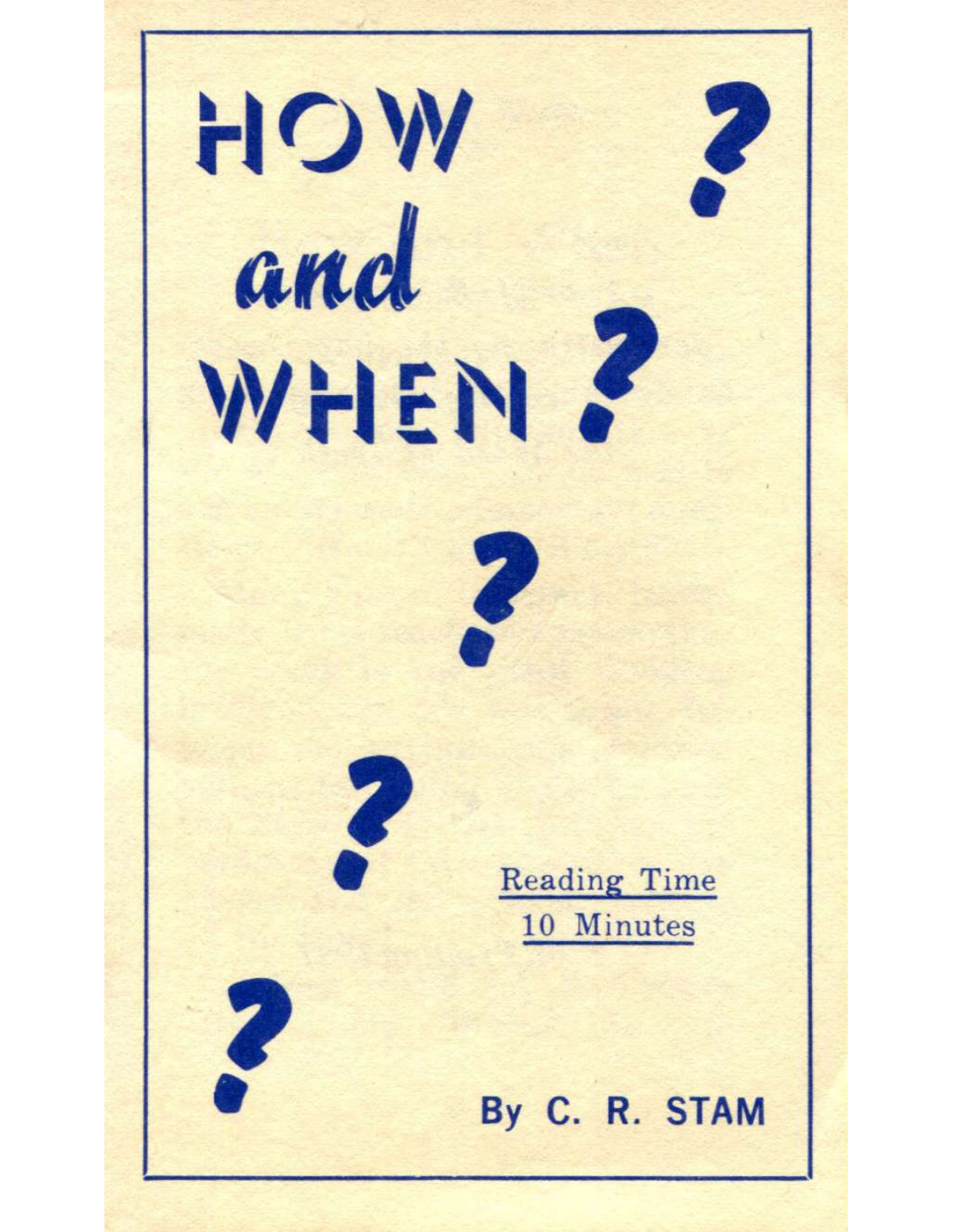# HOW and WHEN ?

Reading Time
10 Minutes

By C. R. STAM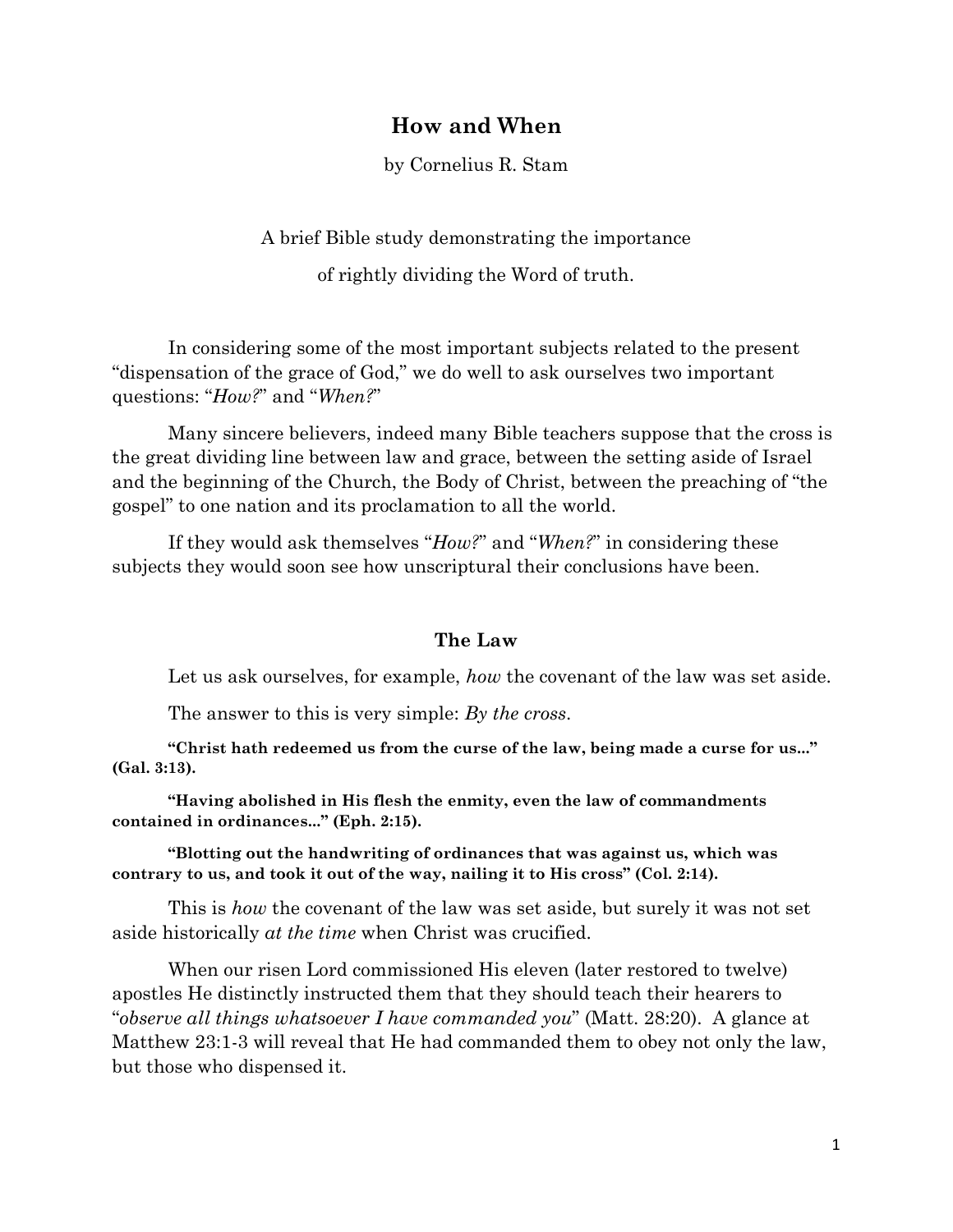# How and When

by Cornelius R. Stam

A brief Bible study demonstrating the importance

of rightly dividing the Word of truth.

In considering some of the most important subjects related to the present "dispensation of the grace of God," we do well to ask ourselves two important questions: "*How?*" and "*When?*"

Many sincere believers, indeed many Bible teachers suppose that the cross is the great dividing line between law and grace, between the setting aside of Israel and the beginning of the Church, the Body of Christ, between the preaching of "the gospel" to one nation and its proclamation to all the world.

If they would ask themselves "*How?*" and "*When?*" in considering these subjects they would soon see how unscriptural their conclusions have been.

## The Law

Let us ask ourselves, for example, *how* the covenant of the law was set aside.

The answer to this is very simple: *By the cross*.

**"Christ hath redeemed us from the curse of the law, being made a curse for us..." (Gal. 3:13).**

**"Having abolished in His flesh the enmity, even the law of commandments contained in ordinances..." (Eph. 2:15).**

**"Blotting out the handwriting of ordinances that was against us, which was contrary to us, and took it out of the way, nailing it to His cross" (Col. 2:14).**

This is *how* the covenant of the law was set aside, but surely it was not set aside historically *at the time* when Christ was crucified.

When our risen Lord commissioned His eleven (later restored to twelve) apostles He distinctly instructed them that they should teach their hearers to "*observe all things whatsoever I have commanded you*" (Matt. 28:20). A glance at Matthew 23:1-3 will reveal that He had commanded them to obey not only the law, but those who dispensed it.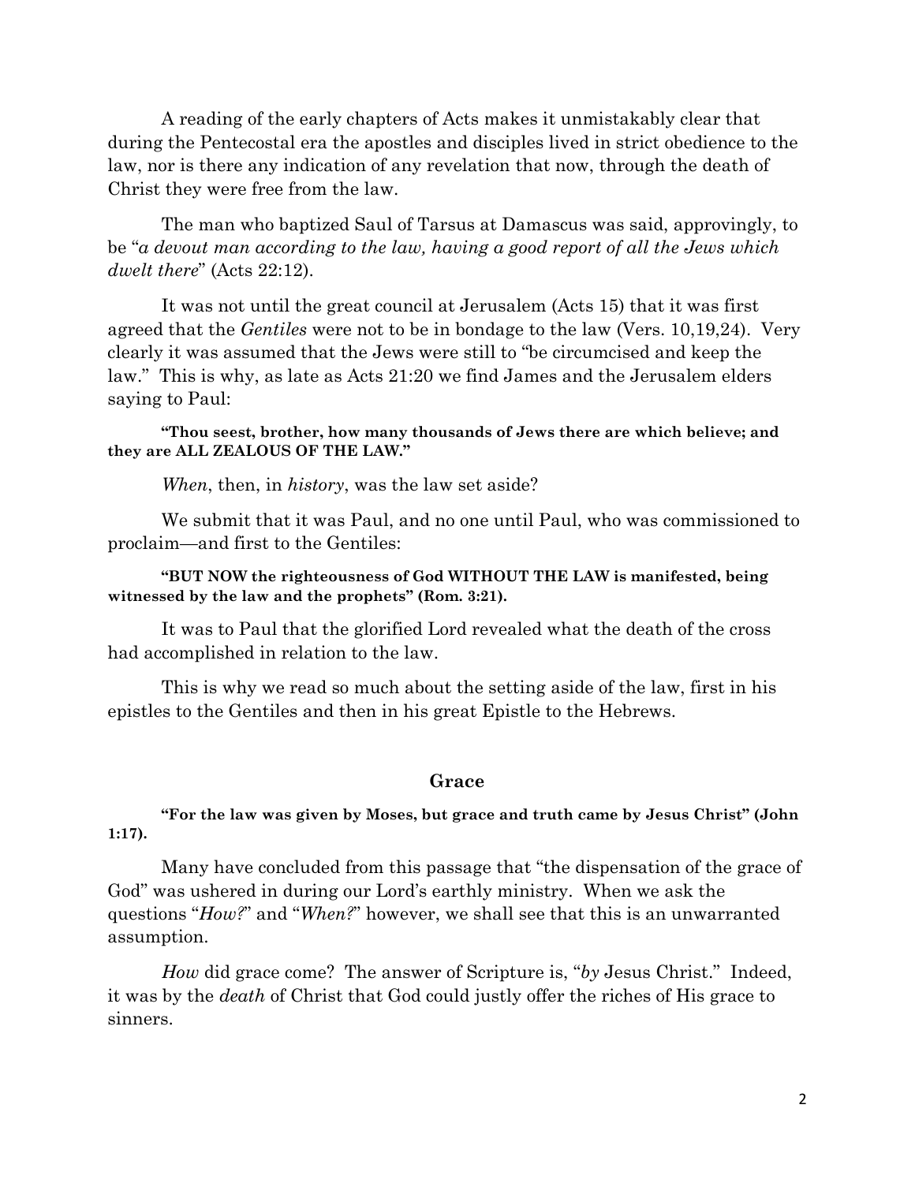A reading of the early chapters of Acts makes it unmistakably clear that during the Pentecostal era the apostles and disciples lived in strict obedience to the law, nor is there any indication of any revelation that now, through the death of Christ they were free from the law.

The man who baptized Saul of Tarsus at Damascus was said, approvingly, to be "*a devout man according to the law, having a good report of all the Jews which dwelt there*" (Acts 22:12).

It was not until the great council at Jerusalem (Acts 15) that it was first agreed that the *Gentiles* were not to be in bondage to the law (Vers. 10,19,24). Very clearly it was assumed that the Jews were still to "be circumcised and keep the law." This is why, as late as Acts 21:20 we find James and the Jerusalem elders saying to Paul:

> **"Thou seest, brother, how many thousands of Jews there are which believe; and they are ALL ZEALOUS OF THE LAW."**

*When*, then, in *history*, was the law set aside?

We submit that it was Paul, and no one until Paul, who was commissioned to proclaim—and first to the Gentiles:

> **"BUT NOW the righteousness of God WITHOUT THE LAW is manifested, being witnessed by the law and the prophets" (Rom. 3:21).**

It was to Paul that the glorified Lord revealed what the death of the cross had accomplished in relation to the law.

This is why we read so much about the setting aside of the law, first in his epistles to the Gentiles and then in his great Epistle to the Hebrews.

## Grace

> **"For the law was given by Moses, but grace and truth came by Jesus Christ" (John 1:17).**

Many have concluded from this passage that "the dispensation of the grace of God" was ushered in during our Lord's earthly ministry. When we ask the questions "*How?*" and "*When?*" however, we shall see that this is an unwarranted assumption.

*How* did grace come? The answer of Scripture is, "*by* Jesus Christ." Indeed, it was by the *death* of Christ that God could justly offer the riches of His grace to sinners.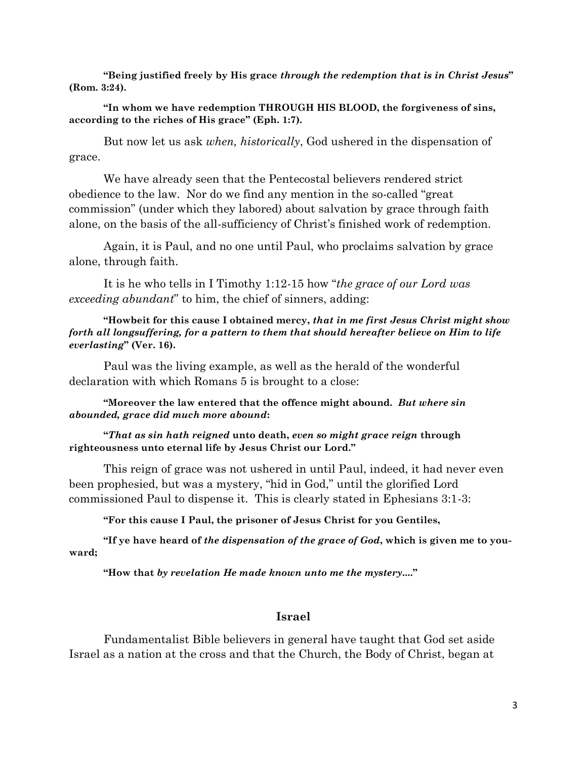**"Being justified freely by His grace *through the redemption that is in Christ Jesus*" (Rom. 3:24).**

**"In whom we have redemption THROUGH HIS BLOOD, the forgiveness of sins, according to the riches of His grace" (Eph. 1:7).**

But now let us ask *when, historically*, God ushered in the dispensation of grace.

We have already seen that the Pentecostal believers rendered strict obedience to the law. Nor do we find any mention in the so-called "great commission" (under which they labored) about salvation by grace through faith alone, on the basis of the all-sufficiency of Christ's finished work of redemption.

Again, it is Paul, and no one until Paul, who proclaims salvation by grace alone, through faith.

It is he who tells in I Timothy 1:12-15 how "*the grace of our Lord was exceeding abundant*" to him, the chief of sinners, adding:

**"Howbeit for this cause I obtained mercy, *that in me first Jesus Christ might show forth all longsuffering, for a pattern to them that should hereafter believe on Him to life everlasting*" (Ver. 16).**

Paul was the living example, as well as the herald of the wonderful declaration with which Romans 5 is brought to a close:

**"Moreover the law entered that the offence might abound. *But where sin abounded, grace did much more abound*:**

**"*That as sin hath reigned* unto death, *even so might grace reign* through righteousness unto eternal life by Jesus Christ our Lord."**

This reign of grace was not ushered in until Paul, indeed, it had never even been prophesied, but was a mystery, "hid in God," until the glorified Lord commissioned Paul to dispense it. This is clearly stated in Ephesians 3:1-3:

**"For this cause I Paul, the prisoner of Jesus Christ for you Gentiles,**

**"If ye have heard of *the dispensation of the grace of God*, which is given me to you-ward;**

**"How that *by revelation He made known unto me the mystery*...."**

## Israel

Fundamentalist Bible believers in general have taught that God set aside Israel as a nation at the cross and that the Church, the Body of Christ, began at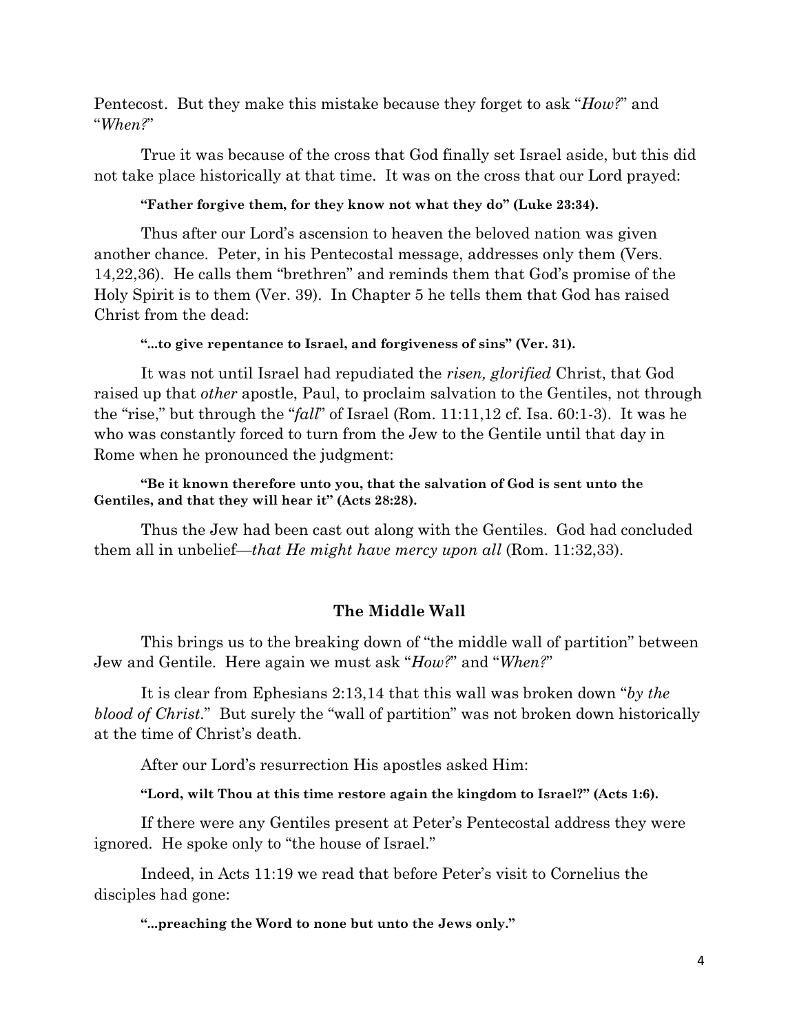Pentecost. But they make this mistake because they forget to ask "*How?*" and "*When?*"

True it was because of the cross that God finally set Israel aside, but this did not take place historically at that time. It was on the cross that our Lord prayed:

> **"Father forgive them, for they know not what they do" (Luke 23:34).**

Thus after our Lord's ascension to heaven the beloved nation was given another chance. Peter, in his Pentecostal message, addresses only them (Vers. 14,22,36). He calls them "brethren" and reminds them that God's promise of the Holy Spirit is to them (Ver. 39). In Chapter 5 he tells them that God has raised Christ from the dead:

> **"...to give repentance to Israel, and forgiveness of sins" (Ver. 31).**

It was not until Israel had repudiated the *risen, glorified* Christ, that God raised up that *other* apostle, Paul, to proclaim salvation to the Gentiles, not through the "rise," but through the "*fall*" of Israel (Rom. 11:11,12 cf. Isa. 60:1-3). It was he who was constantly forced to turn from the Jew to the Gentile until that day in Rome when he pronounced the judgment:

> **"Be it known therefore unto you, that the salvation of God is sent unto the Gentiles, and that they will hear it" (Acts 28:28).**

Thus the Jew had been cast out along with the Gentiles. God had concluded them all in unbelief—*that He might have mercy upon all* (Rom. 11:32,33).

## The Middle Wall

This brings us to the breaking down of "the middle wall of partition" between Jew and Gentile. Here again we must ask "*How?*" and "*When?*"

It is clear from Ephesians 2:13,14 that this wall was broken down "*by the blood of Christ*." But surely the "wall of partition" was not broken down historically at the time of Christ's death.

After our Lord's resurrection His apostles asked Him:

> **"Lord, wilt Thou at this time restore again the kingdom to Israel?" (Acts 1:6).**

If there were any Gentiles present at Peter's Pentecostal address they were ignored. He spoke only to "the house of Israel."

Indeed, in Acts 11:19 we read that before Peter's visit to Cornelius the disciples had gone:

> **"...preaching the Word to none but unto the Jews only."**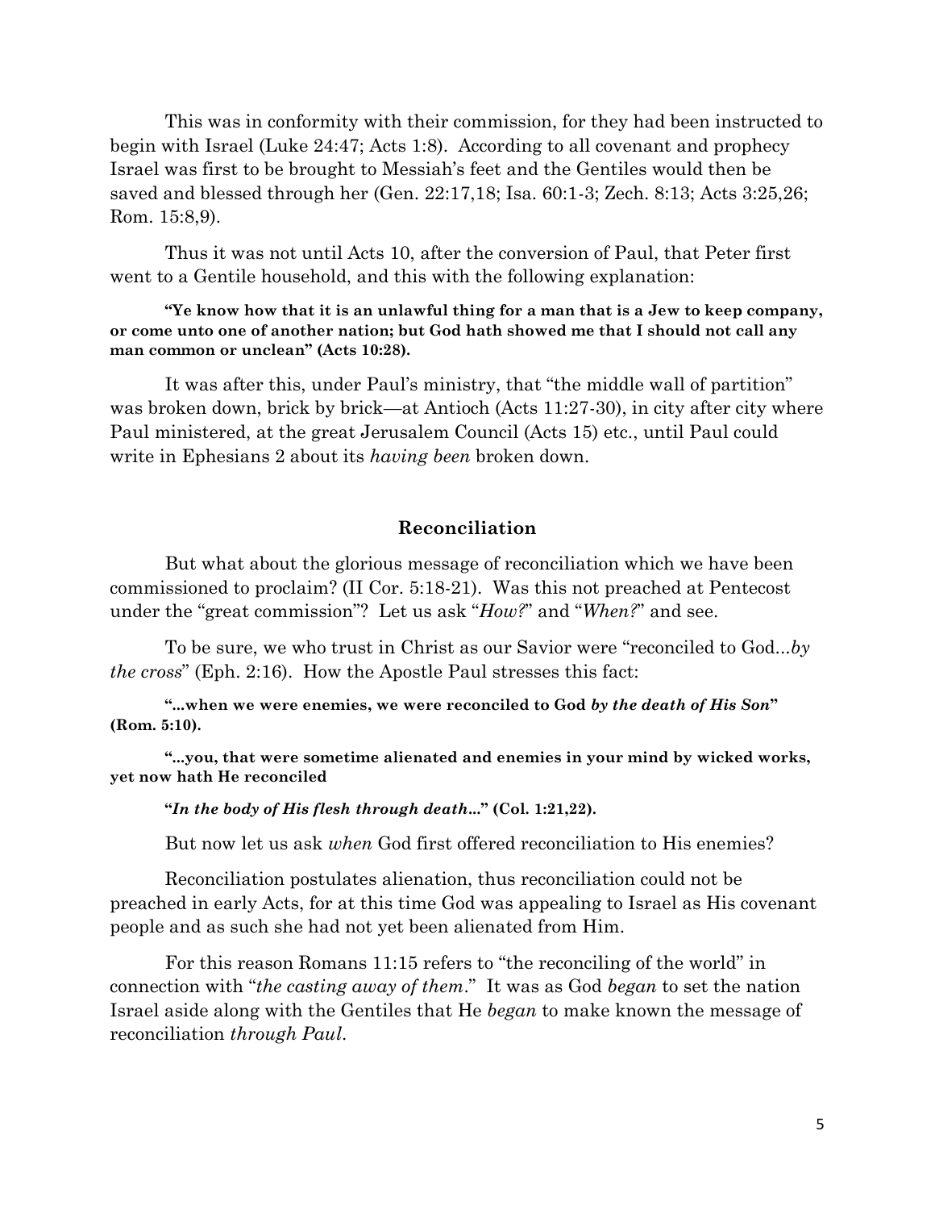This was in conformity with their commission, for they had been instructed to begin with Israel (Luke 24:47; Acts 1:8). According to all covenant and prophecy Israel was first to be brought to Messiah's feet and the Gentiles would then be saved and blessed through her (Gen. 22:17,18; Isa. 60:1-3; Zech. 8:13; Acts 3:25,26; Rom. 15:8,9).

Thus it was not until Acts 10, after the conversion of Paul, that Peter first went to a Gentile household, and this with the following explanation:

> **"Ye know how that it is an unlawful thing for a man that is a Jew to keep company, or come unto one of another nation; but God hath showed me that I should not call any man common or unclean" (Acts 10:28).**

It was after this, under Paul's ministry, that "the middle wall of partition" was broken down, brick by brick—at Antioch (Acts 11:27-30), in city after city where Paul ministered, at the great Jerusalem Council (Acts 15) etc., until Paul could write in Ephesians 2 about its *having been* broken down.

## Reconciliation

But what about the glorious message of reconciliation which we have been commissioned to proclaim? (II Cor. 5:18-21). Was this not preached at Pentecost under the "great commission"? Let us ask "*How?*" and "*When?*" and see.

To be sure, we who trust in Christ as our Savior were "reconciled to God...*by the cross*" (Eph. 2:16). How the Apostle Paul stresses this fact:

> **"...when we were enemies, we were reconciled to God *by the death of His Son*" (Rom. 5:10).**

> **"...you, that were sometime alienated and enemies in your mind by wicked works, yet now hath He reconciled**
>
> **"*In the body of His flesh through death*..." (Col. 1:21,22).**

But now let us ask *when* God first offered reconciliation to His enemies?

Reconciliation postulates alienation, thus reconciliation could not be preached in early Acts, for at this time God was appealing to Israel as His covenant people and as such she had not yet been alienated from Him.

For this reason Romans 11:15 refers to "the reconciling of the world" in connection with "*the casting away of them*." It was as God *began* to set the nation Israel aside along with the Gentiles that He *began* to make known the message of reconciliation *through Paul*.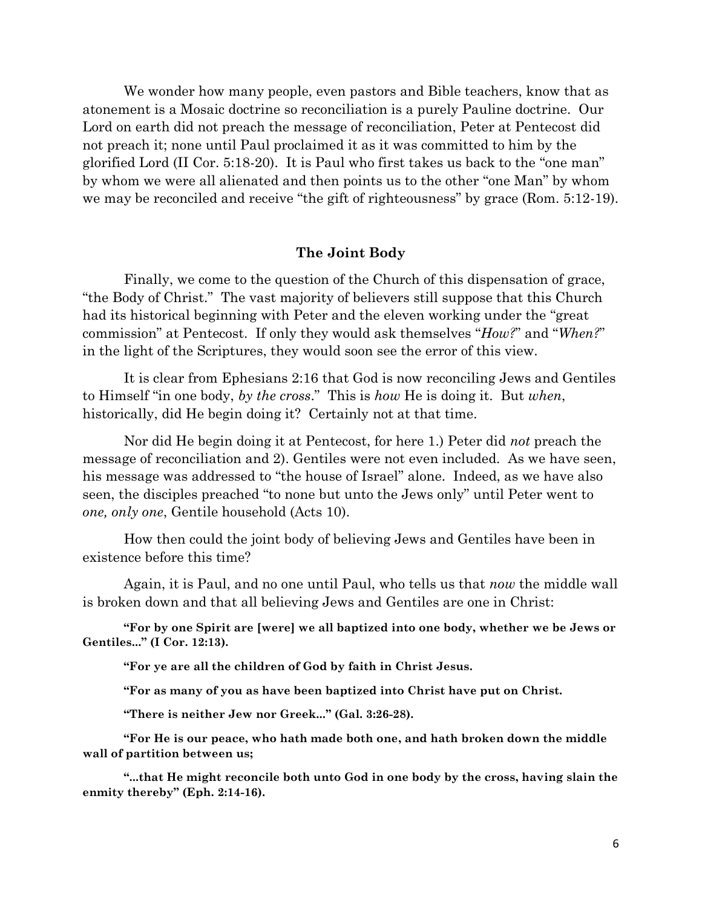We wonder how many people, even pastors and Bible teachers, know that as atonement is a Mosaic doctrine so reconciliation is a purely Pauline doctrine. Our Lord on earth did not preach the message of reconciliation, Peter at Pentecost did not preach it; none until Paul proclaimed it as it was committed to him by the glorified Lord (II Cor. 5:18-20). It is Paul who first takes us back to the "one man" by whom we were all alienated and then points us to the other "one Man" by whom we may be reconciled and receive "the gift of righteousness" by grace (Rom. 5:12-19).

### The Joint Body

Finally, we come to the question of the Church of this dispensation of grace, "the Body of Christ." The vast majority of believers still suppose that this Church had its historical beginning with Peter and the eleven working under the "great commission" at Pentecost. If only they would ask themselves "*How?*" and "*When?*" in the light of the Scriptures, they would soon see the error of this view.

It is clear from Ephesians 2:16 that God is now reconciling Jews and Gentiles to Himself "in one body, *by the cross*." This is *how* He is doing it. But *when*, historically, did He begin doing it? Certainly not at that time.

Nor did He begin doing it at Pentecost, for here 1.) Peter did *not* preach the message of reconciliation and 2). Gentiles were not even included. As we have seen, his message was addressed to "the house of Israel" alone. Indeed, as we have also seen, the disciples preached "to none but unto the Jews only" until Peter went to *one, only one*, Gentile household (Acts 10).

How then could the joint body of believing Jews and Gentiles have been in existence before this time?

Again, it is Paul, and no one until Paul, who tells us that *now* the middle wall is broken down and that all believing Jews and Gentiles are one in Christ:

**"For by one Spirit are [were] we all baptized into one body, whether we be Jews or Gentiles..." (I Cor. 12:13).**

**"For ye are all the children of God by faith in Christ Jesus.**

**"For as many of you as have been baptized into Christ have put on Christ.**

**"There is neither Jew nor Greek..." (Gal. 3:26-28).**

**"For He is our peace, who hath made both one, and hath broken down the middle wall of partition between us;**

**"...that He might reconcile both unto God in one body by the cross, having slain the enmity thereby" (Eph. 2:14-16).**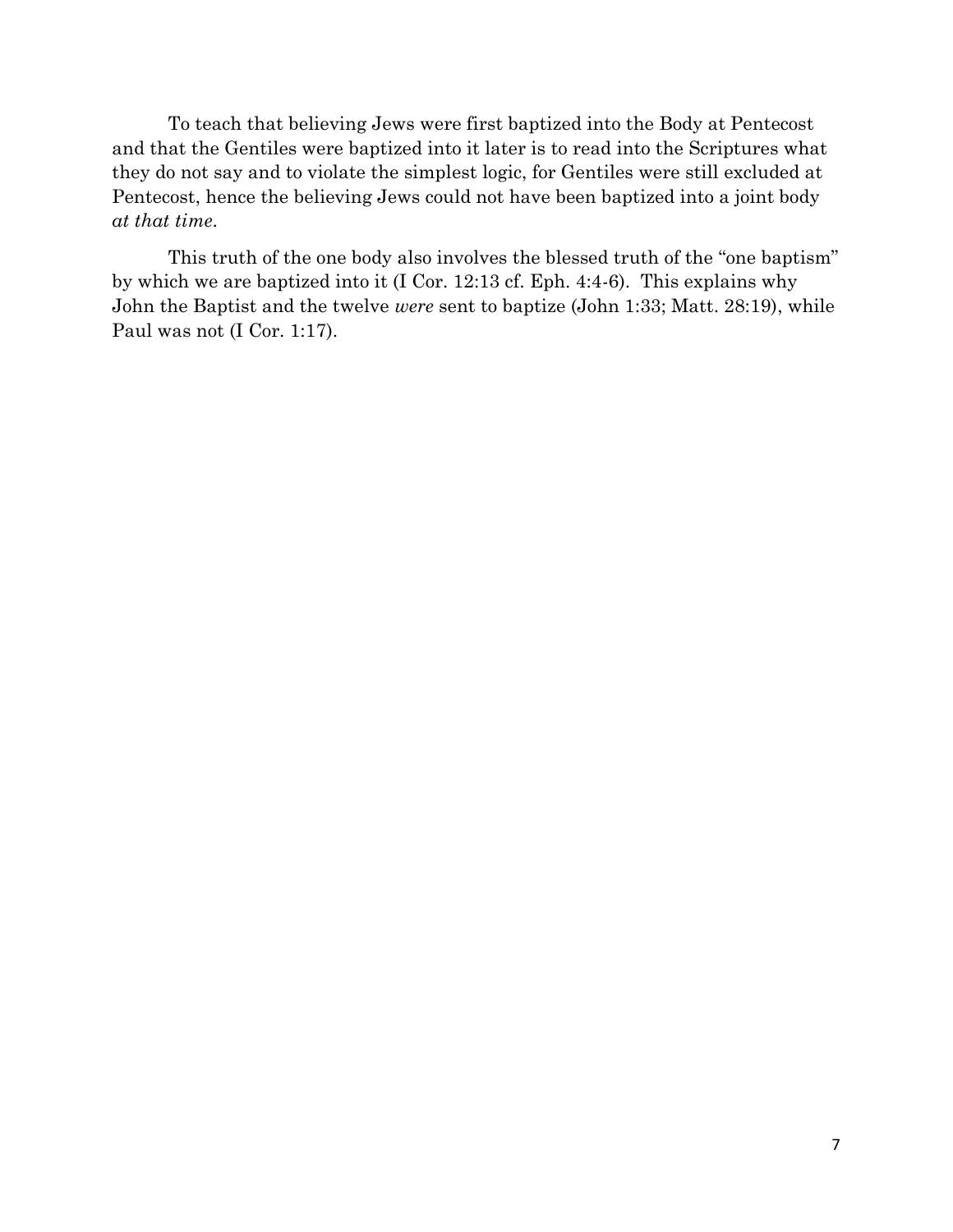To teach that believing Jews were first baptized into the Body at Pentecost and that the Gentiles were baptized into it later is to read into the Scriptures what they do not say and to violate the simplest logic, for Gentiles were still excluded at Pentecost, hence the believing Jews could not have been baptized into a joint body *at that time*.

This truth of the one body also involves the blessed truth of the "one baptism" by which we are baptized into it (I Cor. 12:13 cf. Eph. 4:4-6). This explains why John the Baptist and the twelve *were* sent to baptize (John 1:33; Matt. 28:19), while Paul was not (I Cor. 1:17).